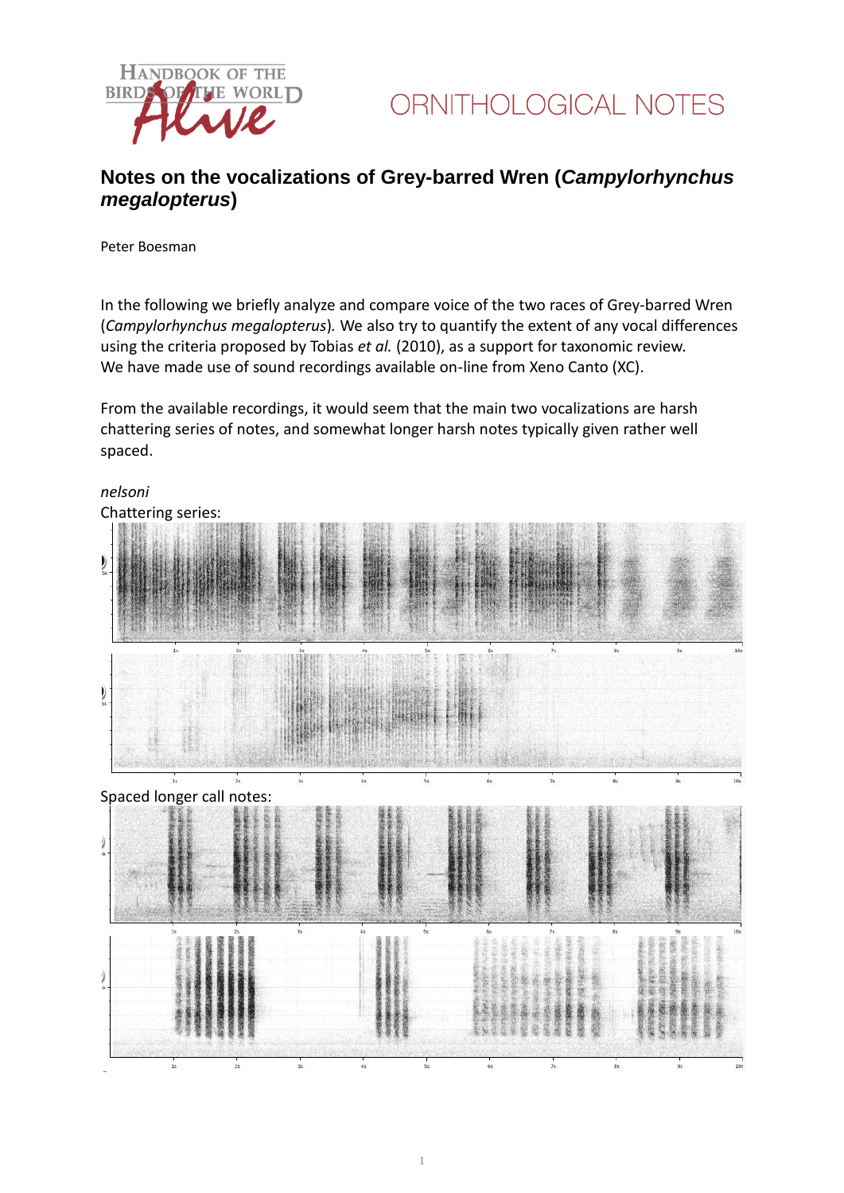ORNITHOLOGICAL NOTES

# Notes on the vocalizations of Grey-barred Wren (*Campylorhynchus megalopterus*)

Peter Boesman

In the following we briefly analyze and compare voice of the two races of Grey-barred Wren (*Campylorhynchus megalopterus*). We also try to quantify the extent of any vocal differences using the criteria proposed by Tobias *et al.* (2010), as a support for taxonomic review.
We have made use of sound recordings available on-line from Xeno Canto (XC).

From the available recordings, it would seem that the main two vocalizations are harsh chattering series of notes, and somewhat longer harsh notes typically given rather well spaced.

*nelsoni*

Chattering series:

Spaced longer call notes: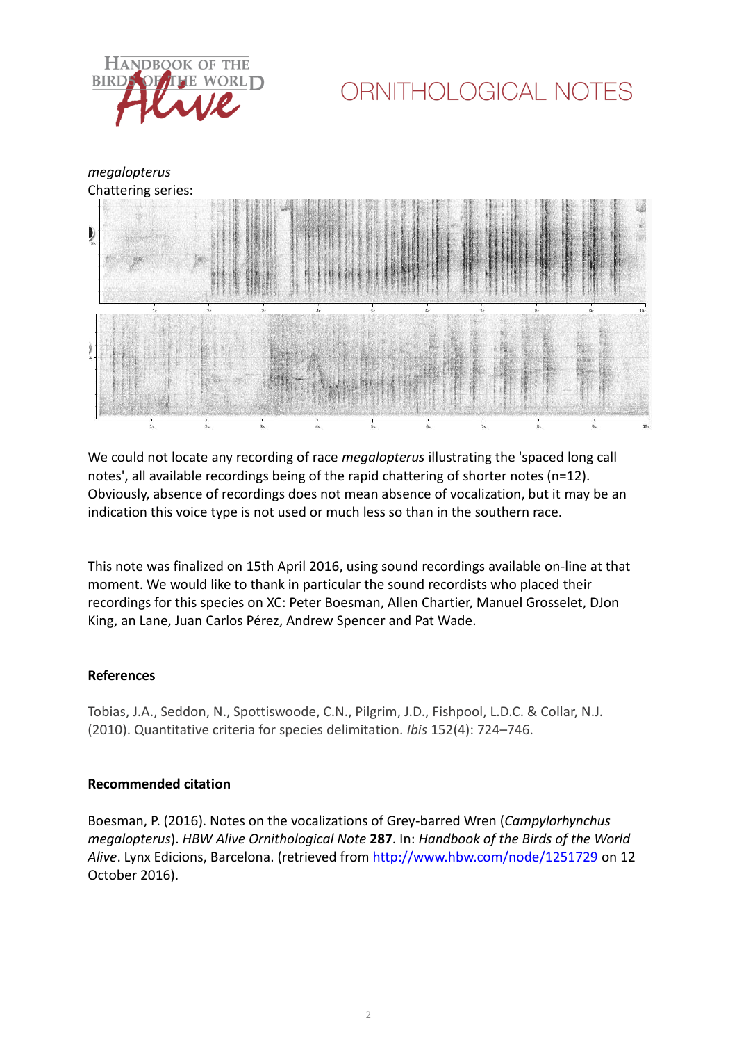*megalopterus*
Chattering series:

We could not locate any recording of race *megalopterus* illustrating the 'spaced long call notes', all available recordings being of the rapid chattering of shorter notes (n=12). Obviously, absence of recordings does not mean absence of vocalization, but it may be an indication this voice type is not used or much less so than in the southern race.

This note was finalized on 15th April 2016, using sound recordings available on-line at that moment. We would like to thank in particular the sound recordists who placed their recordings for this species on XC: Peter Boesman, Allen Chartier, Manuel Grosselet, DJon King, an Lane, Juan Carlos Pérez, Andrew Spencer and Pat Wade.

**References**

Tobias, J.A., Seddon, N., Spottiswoode, C.N., Pilgrim, J.D., Fishpool, L.D.C. & Collar, N.J. (2010). Quantitative criteria for species delimitation. *Ibis* 152(4): 724–746.

**Recommended citation**

Boesman, P. (2016). Notes on the vocalizations of Grey-barred Wren (*Campylorhynchus megalopterus*). *HBW Alive Ornithological Note* **287**. In: *Handbook of the Birds of the World Alive*. Lynx Edicions, Barcelona. (retrieved from http://www.hbw.com/node/1251729 on 12 October 2016).